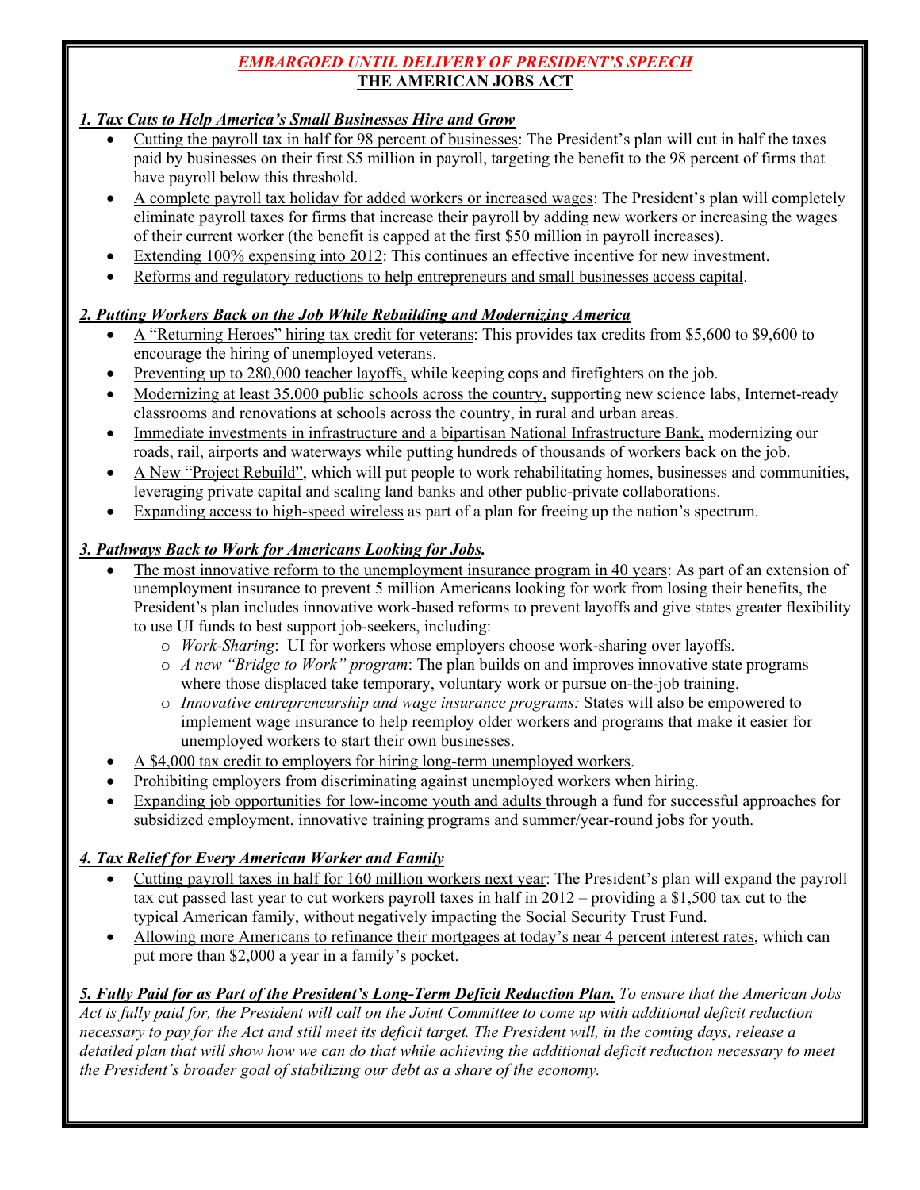*EMBARGOED UNTIL DELIVERY OF PRESIDENT'S SPEECH*

# THE AMERICAN JOBS ACT

## *1. Tax Cuts to Help America's Small Businesses Hire and Grow*

- Cutting the payroll tax in half for 98 percent of businesses: The President's plan will cut in half the taxes paid by businesses on their first $5 million in payroll, targeting the benefit to the 98 percent of firms that have payroll below this threshold.
- A complete payroll tax holiday for added workers or increased wages: The President's plan will completely eliminate payroll taxes for firms that increase their payroll by adding new workers or increasing the wages of their current worker (the benefit is capped at the first $50 million in payroll increases).
- Extending 100% expensing into 2012: This continues an effective incentive for new investment.
- Reforms and regulatory reductions to help entrepreneurs and small businesses access capital.

## *2. Putting Workers Back on the Job While Rebuilding and Modernizing America*

- A "Returning Heroes" hiring tax credit for veterans: This provides tax credits from $5,600 to $9,600 to encourage the hiring of unemployed veterans.
- Preventing up to 280,000 teacher layoffs, while keeping cops and firefighters on the job.
- Modernizing at least 35,000 public schools across the country, supporting new science labs, Internet-ready classrooms and renovations at schools across the country, in rural and urban areas.
- Immediate investments in infrastructure and a bipartisan National Infrastructure Bank, modernizing our roads, rail, airports and waterways while putting hundreds of thousands of workers back on the job.
- A New "Project Rebuild", which will put people to work rehabilitating homes, businesses and communities, leveraging private capital and scaling land banks and other public-private collaborations.
- Expanding access to high-speed wireless as part of a plan for freeing up the nation's spectrum.

## *3. Pathways Back to Work for Americans Looking for Jobs.*

- The most innovative reform to the unemployment insurance program in 40 years: As part of an extension of unemployment insurance to prevent 5 million Americans looking for work from losing their benefits, the President's plan includes innovative work-based reforms to prevent layoffs and give states greater flexibility to use UI funds to best support job-seekers, including:
  - *Work-Sharing*: UI for workers whose employers choose work-sharing over layoffs.
  - *A new "Bridge to Work" program*: The plan builds on and improves innovative state programs where those displaced take temporary, voluntary work or pursue on-the-job training.
  - *Innovative entrepreneurship and wage insurance programs:* States will also be empowered to implement wage insurance to help reemploy older workers and programs that make it easier for unemployed workers to start their own businesses.
- A $4,000 tax credit to employers for hiring long-term unemployed workers.
- Prohibiting employers from discriminating against unemployed workers when hiring.
- Expanding job opportunities for low-income youth and adults through a fund for successful approaches for subsidized employment, innovative training programs and summer/year-round jobs for youth.

## *4. Tax Relief for Every American Worker and Family*

- Cutting payroll taxes in half for 160 million workers next year: The President's plan will expand the payroll tax cut passed last year to cut workers payroll taxes in half in 2012 – providing a $1,500 tax cut to the typical American family, without negatively impacting the Social Security Trust Fund.
- Allowing more Americans to refinance their mortgages at today's near 4 percent interest rates, which can put more than $2,000 a year in a family's pocket.

***5. Fully Paid for as Part of the President's Long-Term Deficit Reduction Plan.*** *To ensure that the American Jobs Act is fully paid for, the President will call on the Joint Committee to come up with additional deficit reduction necessary to pay for the Act and still meet its deficit target. The President will, in the coming days, release a detailed plan that will show how we can do that while achieving the additional deficit reduction necessary to meet the President's broader goal of stabilizing our debt as a share of the economy.*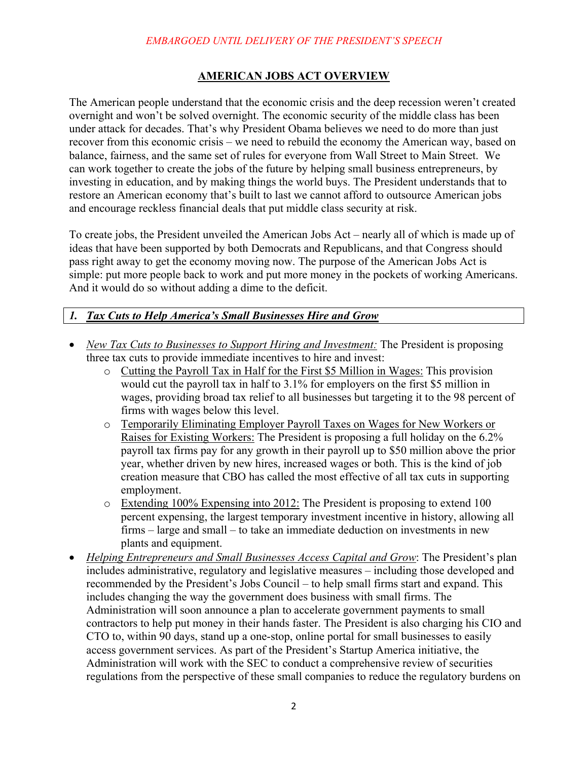*EMBARGOED UNTIL DELIVERY OF THE PRESIDENT'S SPEECH*

## AMERICAN JOBS ACT OVERVIEW

The American people understand that the economic crisis and the deep recession weren't created overnight and won't be solved overnight. The economic security of the middle class has been under attack for decades. That's why President Obama believes we need to do more than just recover from this economic crisis – we need to rebuild the economy the American way, based on balance, fairness, and the same set of rules for everyone from Wall Street to Main Street. We can work together to create the jobs of the future by helping small business entrepreneurs, by investing in education, and by making things the world buys. The President understands that to restore an American economy that's built to last we cannot afford to outsource American jobs and encourage reckless financial deals that put middle class security at risk.

To create jobs, the President unveiled the American Jobs Act – nearly all of which is made up of ideas that have been supported by both Democrats and Republicans, and that Congress should pass right away to get the economy moving now. The purpose of the American Jobs Act is simple: put more people back to work and put more money in the pockets of working Americans. And it would do so without adding a dime to the deficit.

### 1. *Tax Cuts to Help America's Small Businesses Hire and Grow*

- *New Tax Cuts to Businesses to Support Hiring and Investment:* The President is proposing three tax cuts to provide immediate incentives to hire and invest:
  - Cutting the Payroll Tax in Half for the First $5 Million in Wages: This provision would cut the payroll tax in half to 3.1% for employers on the first $5 million in wages, providing broad tax relief to all businesses but targeting it to the 98 percent of firms with wages below this level.
  - Temporarily Eliminating Employer Payroll Taxes on Wages for New Workers or Raises for Existing Workers: The President is proposing a full holiday on the 6.2% payroll tax firms pay for any growth in their payroll up to $50 million above the prior year, whether driven by new hires, increased wages or both. This is the kind of job creation measure that CBO has called the most effective of all tax cuts in supporting employment.
  - Extending 100% Expensing into 2012: The President is proposing to extend 100 percent expensing, the largest temporary investment incentive in history, allowing all firms – large and small – to take an immediate deduction on investments in new plants and equipment.
- *Helping Entrepreneurs and Small Businesses Access Capital and Grow*: The President's plan includes administrative, regulatory and legislative measures – including those developed and recommended by the President's Jobs Council – to help small firms start and expand. This includes changing the way the government does business with small firms. The Administration will soon announce a plan to accelerate government payments to small contractors to help put money in their hands faster. The President is also charging his CIO and CTO to, within 90 days, stand up a one-stop, online portal for small businesses to easily access government services. As part of the President's Startup America initiative, the Administration will work with the SEC to conduct a comprehensive review of securities regulations from the perspective of these small companies to reduce the regulatory burdens on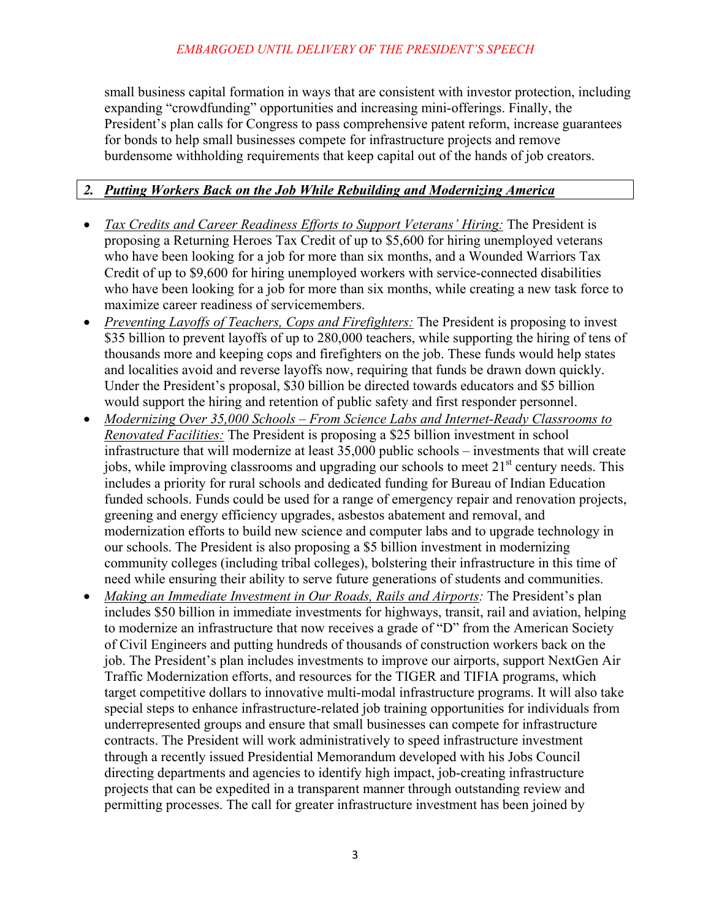small business capital formation in ways that are consistent with investor protection, including expanding "crowdfunding" opportunities and increasing mini-offerings. Finally, the President's plan calls for Congress to pass comprehensive patent reform, increase guarantees for bonds to help small businesses compete for infrastructure projects and remove burdensome withholding requirements that keep capital out of the hands of job creators.

## ***2. Putting Workers Back on the Job While Rebuilding and Modernizing America***

- *Tax Credits and Career Readiness Efforts to Support Veterans' Hiring:* The President is proposing a Returning Heroes Tax Credit of up to $5,600 for hiring unemployed veterans who have been looking for a job for more than six months, and a Wounded Warriors Tax Credit of up to $9,600 for hiring unemployed workers with service-connected disabilities who have been looking for a job for more than six months, while creating a new task force to maximize career readiness of servicemembers.
- *Preventing Layoffs of Teachers, Cops and Firefighters:* The President is proposing to invest $35 billion to prevent layoffs of up to 280,000 teachers, while supporting the hiring of tens of thousands more and keeping cops and firefighters on the job. These funds would help states and localities avoid and reverse layoffs now, requiring that funds be drawn down quickly. Under the President's proposal, $30 billion be directed towards educators and $5 billion would support the hiring and retention of public safety and first responder personnel.
- *Modernizing Over 35,000 Schools – From Science Labs and Internet-Ready Classrooms to Renovated Facilities:* The President is proposing a $25 billion investment in school infrastructure that will modernize at least 35,000 public schools – investments that will create jobs, while improving classrooms and upgrading our schools to meet 21st century needs. This includes a priority for rural schools and dedicated funding for Bureau of Indian Education funded schools. Funds could be used for a range of emergency repair and renovation projects, greening and energy efficiency upgrades, asbestos abatement and removal, and modernization efforts to build new science and computer labs and to upgrade technology in our schools. The President is also proposing a $5 billion investment in modernizing community colleges (including tribal colleges), bolstering their infrastructure in this time of need while ensuring their ability to serve future generations of students and communities.
- *Making an Immediate Investment in Our Roads, Rails and Airports:* The President's plan includes $50 billion in immediate investments for highways, transit, rail and aviation, helping to modernize an infrastructure that now receives a grade of "D" from the American Society of Civil Engineers and putting hundreds of thousands of construction workers back on the job. The President's plan includes investments to improve our airports, support NextGen Air Traffic Modernization efforts, and resources for the TIGER and TIFIA programs, which target competitive dollars to innovative multi-modal infrastructure programs. It will also take special steps to enhance infrastructure-related job training opportunities for individuals from underrepresented groups and ensure that small businesses can compete for infrastructure contracts. The President will work administratively to speed infrastructure investment through a recently issued Presidential Memorandum developed with his Jobs Council directing departments and agencies to identify high impact, job-creating infrastructure projects that can be expedited in a transparent manner through outstanding review and permitting processes. The call for greater infrastructure investment has been joined by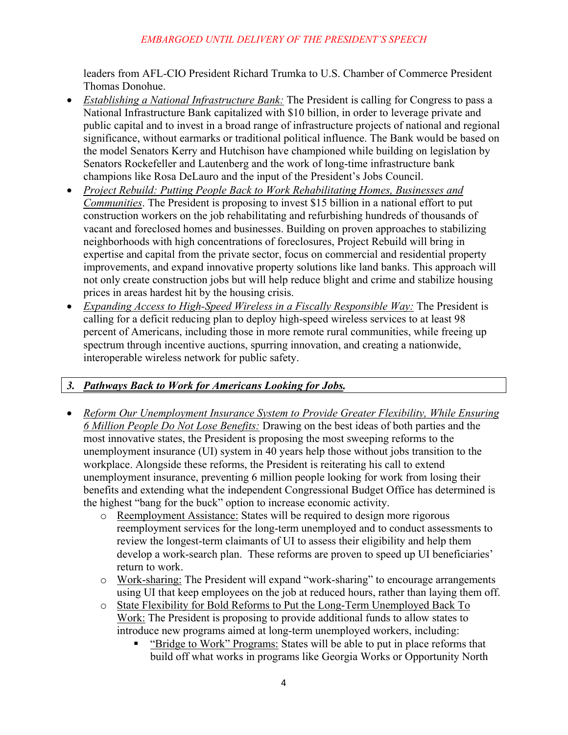leaders from AFL-CIO President Richard Trumka to U.S. Chamber of Commerce President Thomas Donohue.

- *Establishing a National Infrastructure Bank:* The President is calling for Congress to pass a National Infrastructure Bank capitalized with $10 billion, in order to leverage private and public capital and to invest in a broad range of infrastructure projects of national and regional significance, without earmarks or traditional political influence. The Bank would be based on the model Senators Kerry and Hutchison have championed while building on legislation by Senators Rockefeller and Lautenberg and the work of long-time infrastructure bank champions like Rosa DeLauro and the input of the President's Jobs Council.
- *Project Rebuild: Putting People Back to Work Rehabilitating Homes, Businesses and Communities*. The President is proposing to invest $15 billion in a national effort to put construction workers on the job rehabilitating and refurbishing hundreds of thousands of vacant and foreclosed homes and businesses. Building on proven approaches to stabilizing neighborhoods with high concentrations of foreclosures, Project Rebuild will bring in expertise and capital from the private sector, focus on commercial and residential property improvements, and expand innovative property solutions like land banks. This approach will not only create construction jobs but will help reduce blight and crime and stabilize housing prices in areas hardest hit by the housing crisis.
- *Expanding Access to High-Speed Wireless in a Fiscally Responsible Way:* The President is calling for a deficit reducing plan to deploy high-speed wireless services to at least 98 percent of Americans, including those in more remote rural communities, while freeing up spectrum through incentive auctions, spurring innovation, and creating a nationwide, interoperable wireless network for public safety.

## 3. *Pathways Back to Work for Americans Looking for Jobs.*

- *Reform Our Unemployment Insurance System to Provide Greater Flexibility, While Ensuring 6 Million People Do Not Lose Benefits:* Drawing on the best ideas of both parties and the most innovative states, the President is proposing the most sweeping reforms to the unemployment insurance (UI) system in 40 years help those without jobs transition to the workplace. Alongside these reforms, the President is reiterating his call to extend unemployment insurance, preventing 6 million people looking for work from losing their benefits and extending what the independent Congressional Budget Office has determined is the highest "bang for the buck" option to increase economic activity.
  - Reemployment Assistance: States will be required to design more rigorous reemployment services for the long-term unemployed and to conduct assessments to review the longest-term claimants of UI to assess their eligibility and help them develop a work-search plan. These reforms are proven to speed up UI beneficiaries' return to work.
  - Work-sharing: The President will expand "work-sharing" to encourage arrangements using UI that keep employees on the job at reduced hours, rather than laying them off.
  - State Flexibility for Bold Reforms to Put the Long-Term Unemployed Back To Work: The President is proposing to provide additional funds to allow states to introduce new programs aimed at long-term unemployed workers, including:
    - "Bridge to Work" Programs: States will be able to put in place reforms that build off what works in programs like Georgia Works or Opportunity North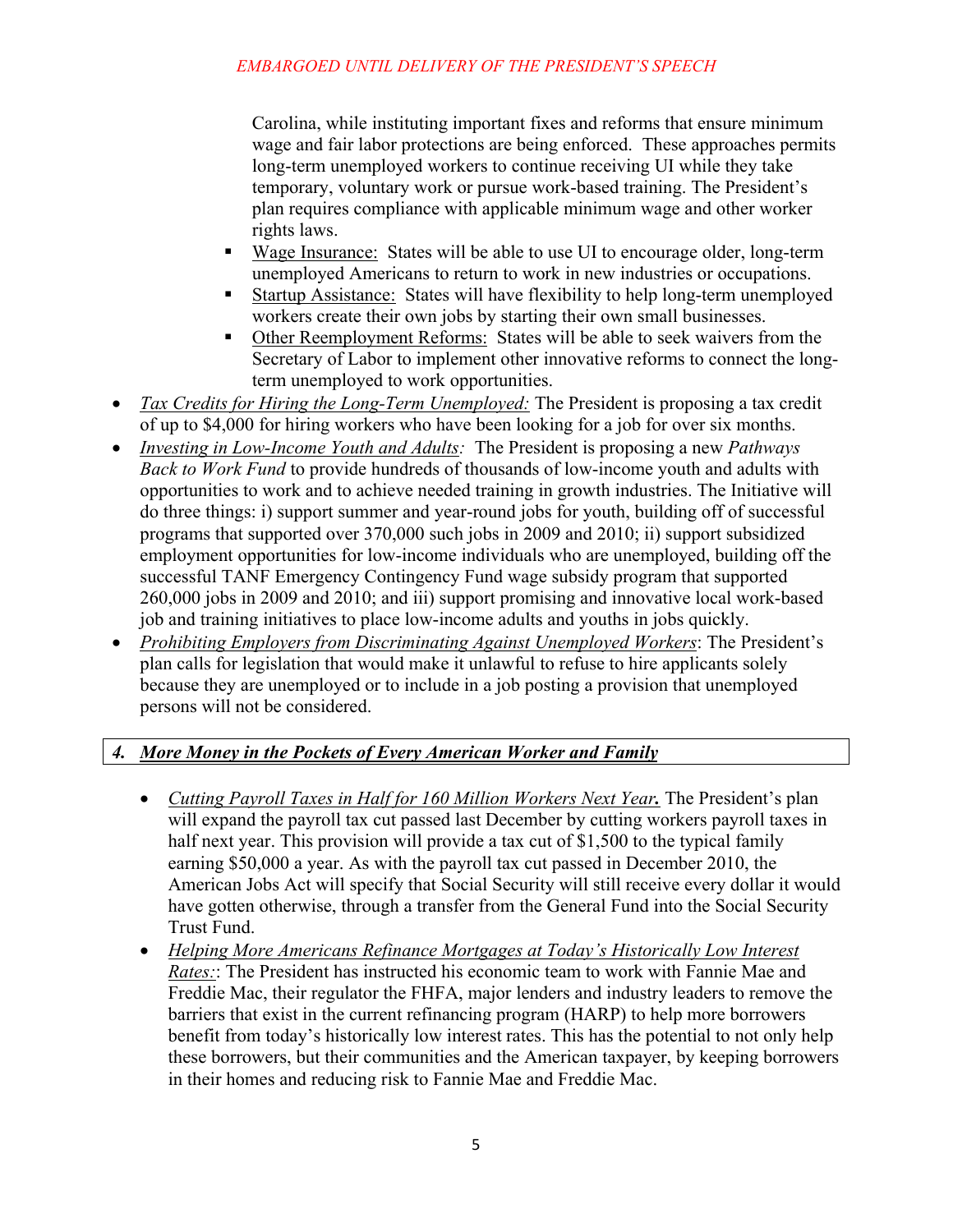Carolina, while instituting important fixes and reforms that ensure minimum wage and fair labor protections are being enforced. These approaches permits long-term unemployed workers to continue receiving UI while they take temporary, voluntary work or pursue work-based training. The President's plan requires compliance with applicable minimum wage and other worker rights laws.

- <u>Wage Insurance:</u> States will be able to use UI to encourage older, long-term unemployed Americans to return to work in new industries or occupations.
- <u>Startup Assistance:</u> States will have flexibility to help long-term unemployed workers create their own jobs by starting their own small businesses.
- <u>Other Reemployment Reforms:</u> States will be able to seek waivers from the Secretary of Labor to implement other innovative reforms to connect the long-term unemployed to work opportunities.

- *<u>Tax Credits for Hiring the Long-Term Unemployed:</u>* The President is proposing a tax credit of up to $4,000 for hiring workers who have been looking for a job for over six months.
- *<u>Investing in Low-Income Youth and Adults</u>:* The President is proposing a new *Pathways Back to Work Fund* to provide hundreds of thousands of low-income youth and adults with opportunities to work and to achieve needed training in growth industries. The Initiative will do three things: i) support summer and year-round jobs for youth, building off of successful programs that supported over 370,000 such jobs in 2009 and 2010; ii) support subsidized employment opportunities for low-income individuals who are unemployed, building off the successful TANF Emergency Contingency Fund wage subsidy program that supported 260,000 jobs in 2009 and 2010; and iii) support promising and innovative local work-based job and training initiatives to place low-income adults and youths in jobs quickly.
- *<u>Prohibiting Employers from Discriminating Against Unemployed Workers</u>*: The President's plan calls for legislation that would make it unlawful to refuse to hire applicants solely because they are unemployed or to include in a job posting a provision that unemployed persons will not be considered.

## *4. <u>More Money in the Pockets of Every American Worker and Family</u>*

- *<u>Cutting Payroll Taxes in Half for 160 Million Workers Next Year</u>***.** The President's plan will expand the payroll tax cut passed last December by cutting workers payroll taxes in half next year. This provision will provide a tax cut of $1,500 to the typical family earning $50,000 a year. As with the payroll tax cut passed in December 2010, the American Jobs Act will specify that Social Security will still receive every dollar it would have gotten otherwise, through a transfer from the General Fund into the Social Security Trust Fund.
- *<u>Helping More Americans Refinance Mortgages at Today's Historically Low Interest Rates:</u>*: The President has instructed his economic team to work with Fannie Mae and Freddie Mac, their regulator the FHFA, major lenders and industry leaders to remove the barriers that exist in the current refinancing program (HARP) to help more borrowers benefit from today's historically low interest rates. This has the potential to not only help these borrowers, but their communities and the American taxpayer, by keeping borrowers in their homes and reducing risk to Fannie Mae and Freddie Mac.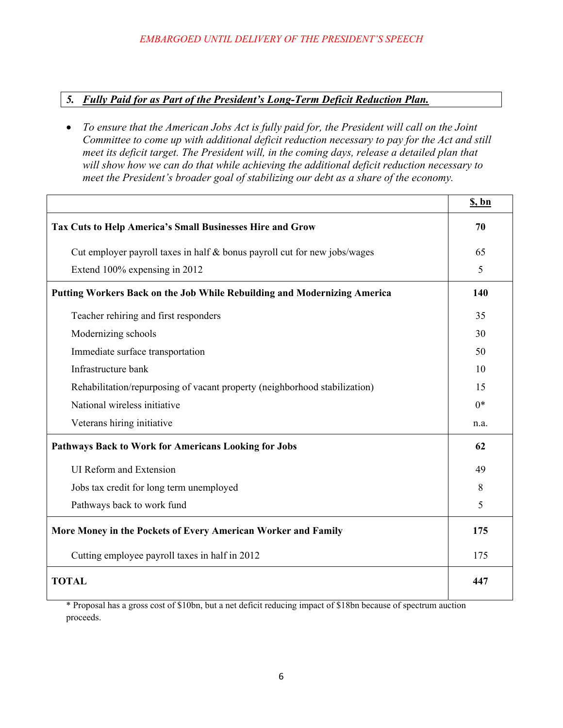*EMBARGOED UNTIL DELIVERY OF THE PRESIDENT'S SPEECH*

## ***5. Fully Paid for as Part of the President's Long-Term Deficit Reduction Plan.***

- *To ensure that the American Jobs Act is fully paid for, the President will call on the Joint Committee to come up with additional deficit reduction necessary to pay for the Act and still meet its deficit target. The President will, in the coming days, release a detailed plan that will show how we can do that while achieving the additional deficit reduction necessary to meet the President's broader goal of stabilizing our debt as a share of the economy.*

| | $, bn |
|---|---|
| **Tax Cuts to Help America's Small Businesses Hire and Grow** | **70** |
| Cut employer payroll taxes in half & bonus payroll cut for new jobs/wages | 65 |
| Extend 100% expensing in 2012 | 5 |
| **Putting Workers Back on the Job While Rebuilding and Modernizing America** | **140** |
| Teacher rehiring and first responders | 35 |
| Modernizing schools | 30 |
| Immediate surface transportation | 50 |
| Infrastructure bank | 10 |
| Rehabilitation/repurposing of vacant property (neighborhood stabilization) | 15 |
| National wireless initiative | 0* |
| Veterans hiring initiative | n.a. |
| **Pathways Back to Work for Americans Looking for Jobs** | **62** |
| UI Reform and Extension | 49 |
| Jobs tax credit for long term unemployed | 8 |
| Pathways back to work fund | 5 |
| **More Money in the Pockets of Every American Worker and Family** | **175** |
| Cutting employee payroll taxes in half in 2012 | 175 |
| **TOTAL** | **447** |

* Proposal has a gross cost of $10bn, but a net deficit reducing impact of $18bn because of spectrum auction proceeds.